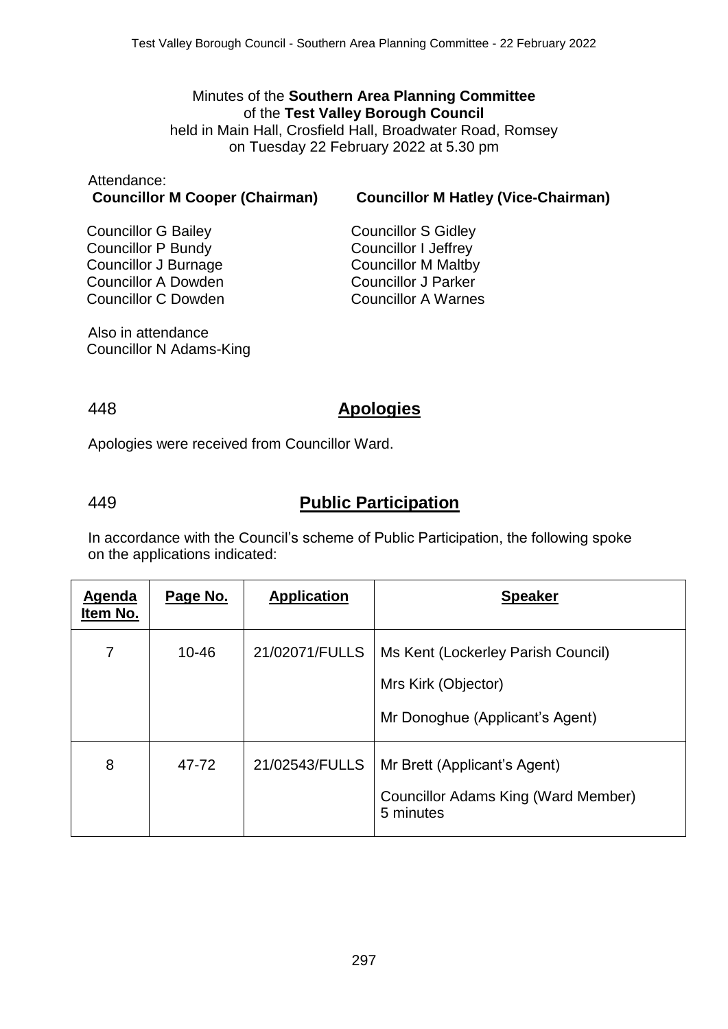Minutes of the **Southern Area Planning Committee**
of the **Test Valley Borough Council**
held in Main Hall, Crosfield Hall, Broadwater Road, Romsey
on Tuesday 22 February 2022 at 5.30 pm

Attendance:

**Councillor M Cooper (Chairman)**

**Councillor M Hatley (Vice-Chairman)**

Councillor G Bailey
Councillor P Bundy
Councillor J Burnage
Councillor A Dowden
Councillor C Dowden
Councillor S Gidley
Councillor I Jeffrey
Councillor M Maltby
Councillor J Parker
Councillor A Warnes

Also in attendance
Councillor N Adams-King

## 448 Apologies

Apologies were received from Councillor Ward.

## 449 Public Participation

In accordance with the Council's scheme of Public Participation, the following spoke on the applications indicated:

| Agenda Item No. | Page No. | Application | Speaker |
|---|---|---|---|
| 7 | 10-46 | 21/02071/FULLS | Ms Kent (Lockerley Parish Council)<br>Mrs Kirk (Objector)<br>Mr Donoghue (Applicant's Agent) |
| 8 | 47-72 | 21/02543/FULLS | Mr Brett (Applicant's Agent)<br>Councillor Adams King (Ward Member) 5 minutes |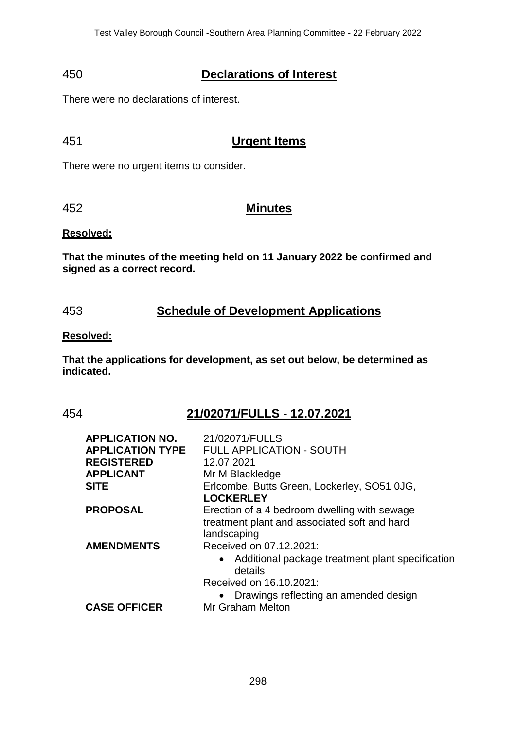## 450 Declarations of Interest

There were no declarations of interest.

## 451 Urgent Items

There were no urgent items to consider.

## 452 Minutes

**Resolved:**

**That the minutes of the meeting held on 11 January 2022 be confirmed and signed as a correct record.**

## 453 Schedule of Development Applications

**Resolved:**

**That the applications for development, as set out below, be determined as indicated.**

## 454 21/02071/FULLS - 12.07.2021

| | |
|---|---|
| **APPLICATION NO.** | 21/02071/FULLS |
| **APPLICATION TYPE** | FULL APPLICATION - SOUTH |
| **REGISTERED** | 12.07.2021 |
| **APPLICANT** | Mr M Blackledge |
| **SITE** | Erlcombe, Butts Green, Lockerley, SO51 0JG, **LOCKERLEY** |
| **PROPOSAL** | Erection of a 4 bedroom dwelling with sewage treatment plant and associated soft and hard landscaping |
| **AMENDMENTS** | Received on 07.12.2021: • Additional package treatment plant specification details Received on 16.10.2021: • Drawings reflecting an amended design |
| **CASE OFFICER** | Mr Graham Melton |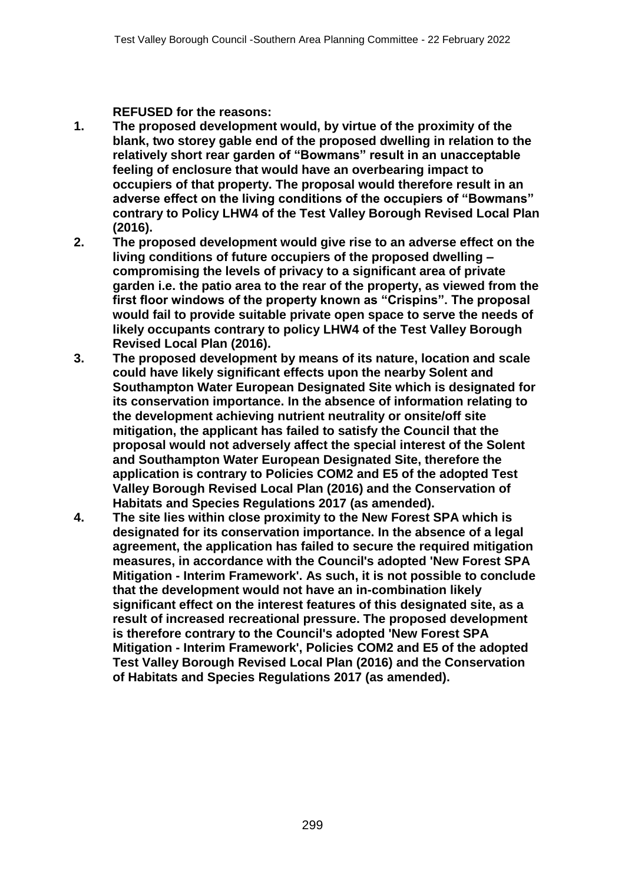**REFUSED for the reasons:**

1. **The proposed development would, by virtue of the proximity of the blank, two storey gable end of the proposed dwelling in relation to the relatively short rear garden of "Bowmans" result in an unacceptable feeling of enclosure that would have an overbearing impact to occupiers of that property. The proposal would therefore result in an adverse effect on the living conditions of the occupiers of "Bowmans" contrary to Policy LHW4 of the Test Valley Borough Revised Local Plan (2016).**
2. **The proposed development would give rise to an adverse effect on the living conditions of future occupiers of the proposed dwelling – compromising the levels of privacy to a significant area of private garden i.e. the patio area to the rear of the property, as viewed from the first floor windows of the property known as "Crispins". The proposal would fail to provide suitable private open space to serve the needs of likely occupants contrary to policy LHW4 of the Test Valley Borough Revised Local Plan (2016).**
3. **The proposed development by means of its nature, location and scale could have likely significant effects upon the nearby Solent and Southampton Water European Designated Site which is designated for its conservation importance. In the absence of information relating to the development achieving nutrient neutrality or onsite/off site mitigation, the applicant has failed to satisfy the Council that the proposal would not adversely affect the special interest of the Solent and Southampton Water European Designated Site, therefore the application is contrary to Policies COM2 and E5 of the adopted Test Valley Borough Revised Local Plan (2016) and the Conservation of Habitats and Species Regulations 2017 (as amended).**
4. **The site lies within close proximity to the New Forest SPA which is designated for its conservation importance. In the absence of a legal agreement, the application has failed to secure the required mitigation measures, in accordance with the Council's adopted 'New Forest SPA Mitigation - Interim Framework'. As such, it is not possible to conclude that the development would not have an in-combination likely significant effect on the interest features of this designated site, as a result of increased recreational pressure. The proposed development is therefore contrary to the Council's adopted 'New Forest SPA Mitigation - Interim Framework', Policies COM2 and E5 of the adopted Test Valley Borough Revised Local Plan (2016) and the Conservation of Habitats and Species Regulations 2017 (as amended).**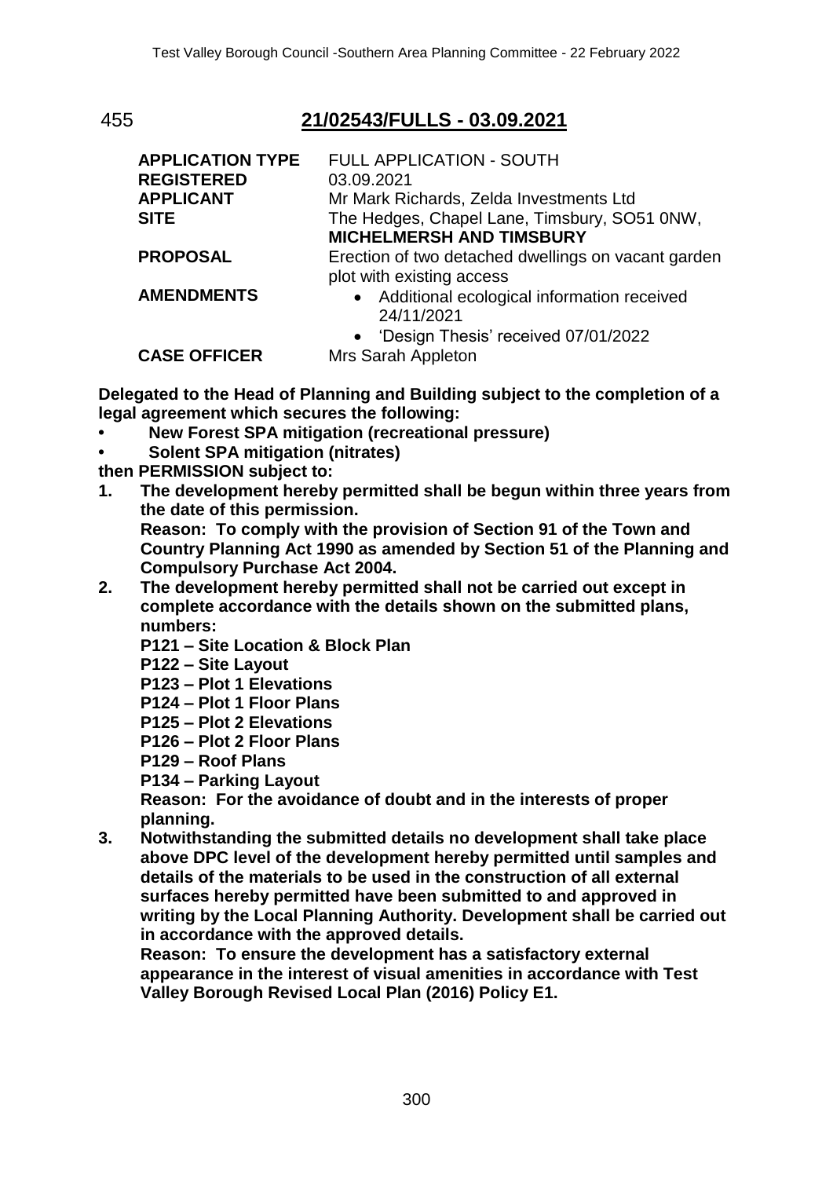## 455 21/02543/FULLS - 03.09.2021

| | |
|---|---|
| **APPLICATION TYPE** | FULL APPLICATION - SOUTH |
| **REGISTERED** | 03.09.2021 |
| **APPLICANT** | Mr Mark Richards, Zelda Investments Ltd |
| **SITE** | The Hedges, Chapel Lane, Timsbury, SO51 0NW, **MICHELMERSH AND TIMSBURY** |
| **PROPOSAL** | Erection of two detached dwellings on vacant garden plot with existing access |
| **AMENDMENTS** | • Additional ecological information received 24/11/2021<br>• 'Design Thesis' received 07/01/2022 |
| **CASE OFFICER** | Mrs Sarah Appleton |

**Delegated to the Head of Planning and Building subject to the completion of a legal agreement which secures the following:**

- **New Forest SPA mitigation (recreational pressure)**
- **Solent SPA mitigation (nitrates)**

**then PERMISSION subject to:**

1. **The development hereby permitted shall be begun within three years from the date of this permission.**
   **Reason: To comply with the provision of Section 91 of the Town and Country Planning Act 1990 as amended by Section 51 of the Planning and Compulsory Purchase Act 2004.**
2. **The development hereby permitted shall not be carried out except in complete accordance with the details shown on the submitted plans, numbers:**
   **P121 – Site Location & Block Plan**
   **P122 – Site Layout**
   **P123 – Plot 1 Elevations**
   **P124 – Plot 1 Floor Plans**
   **P125 – Plot 2 Elevations**
   **P126 – Plot 2 Floor Plans**
   **P129 – Roof Plans**
   **P134 – Parking Layout**
   **Reason: For the avoidance of doubt and in the interests of proper planning.**
3. **Notwithstanding the submitted details no development shall take place above DPC level of the development hereby permitted until samples and details of the materials to be used in the construction of all external surfaces hereby permitted have been submitted to and approved in writing by the Local Planning Authority. Development shall be carried out in accordance with the approved details.**
   **Reason: To ensure the development has a satisfactory external appearance in the interest of visual amenities in accordance with Test Valley Borough Revised Local Plan (2016) Policy E1.**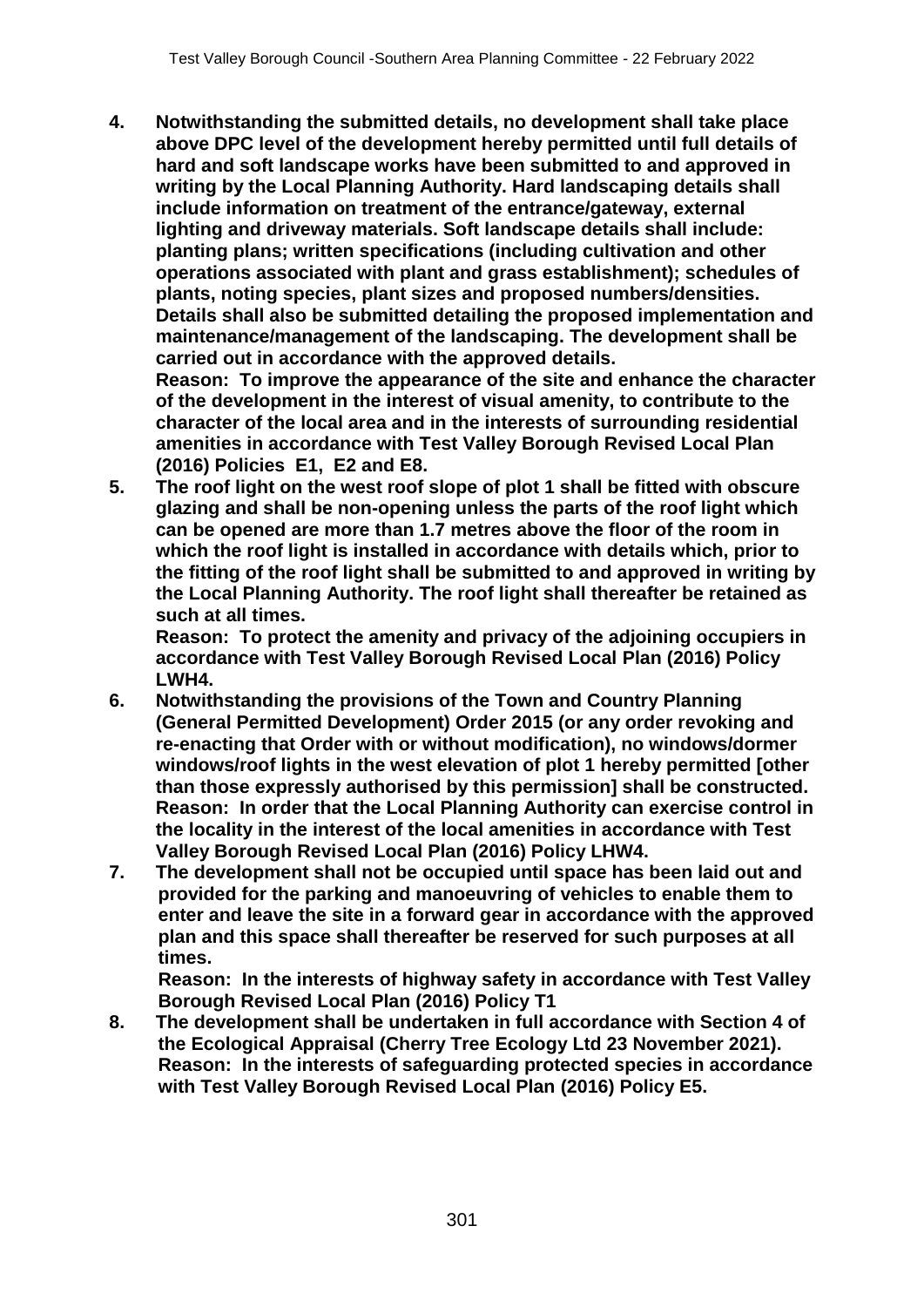4. **Notwithstanding the submitted details, no development shall take place above DPC level of the development hereby permitted until full details of hard and soft landscape works have been submitted to and approved in writing by the Local Planning Authority. Hard landscaping details shall include information on treatment of the entrance/gateway, external lighting and driveway materials. Soft landscape details shall include: planting plans; written specifications (including cultivation and other operations associated with plant and grass establishment); schedules of plants, noting species, plant sizes and proposed numbers/densities. Details shall also be submitted detailing the proposed implementation and maintenance/management of the landscaping. The development shall be carried out in accordance with the approved details.**
   **Reason: To improve the appearance of the site and enhance the character of the development in the interest of visual amenity, to contribute to the character of the local area and in the interests of surrounding residential amenities in accordance with Test Valley Borough Revised Local Plan (2016) Policies E1, E2 and E8.**
5. **The roof light on the west roof slope of plot 1 shall be fitted with obscure glazing and shall be non-opening unless the parts of the roof light which can be opened are more than 1.7 metres above the floor of the room in which the roof light is installed in accordance with details which, prior to the fitting of the roof light shall be submitted to and approved in writing by the Local Planning Authority. The roof light shall thereafter be retained as such at all times.**
   **Reason: To protect the amenity and privacy of the adjoining occupiers in accordance with Test Valley Borough Revised Local Plan (2016) Policy LWH4.**
6. **Notwithstanding the provisions of the Town and Country Planning (General Permitted Development) Order 2015 (or any order revoking and re-enacting that Order with or without modification), no windows/dormer windows/roof lights in the west elevation of plot 1 hereby permitted [other than those expressly authorised by this permission] shall be constructed.**
   **Reason: In order that the Local Planning Authority can exercise control in the locality in the interest of the local amenities in accordance with Test Valley Borough Revised Local Plan (2016) Policy LHW4.**
7. **The development shall not be occupied until space has been laid out and provided for the parking and manoeuvring of vehicles to enable them to enter and leave the site in a forward gear in accordance with the approved plan and this space shall thereafter be reserved for such purposes at all times.**
   **Reason: In the interests of highway safety in accordance with Test Valley Borough Revised Local Plan (2016) Policy T1**
8. **The development shall be undertaken in full accordance with Section 4 of the Ecological Appraisal (Cherry Tree Ecology Ltd 23 November 2021).**
   **Reason: In the interests of safeguarding protected species in accordance with Test Valley Borough Revised Local Plan (2016) Policy E5.**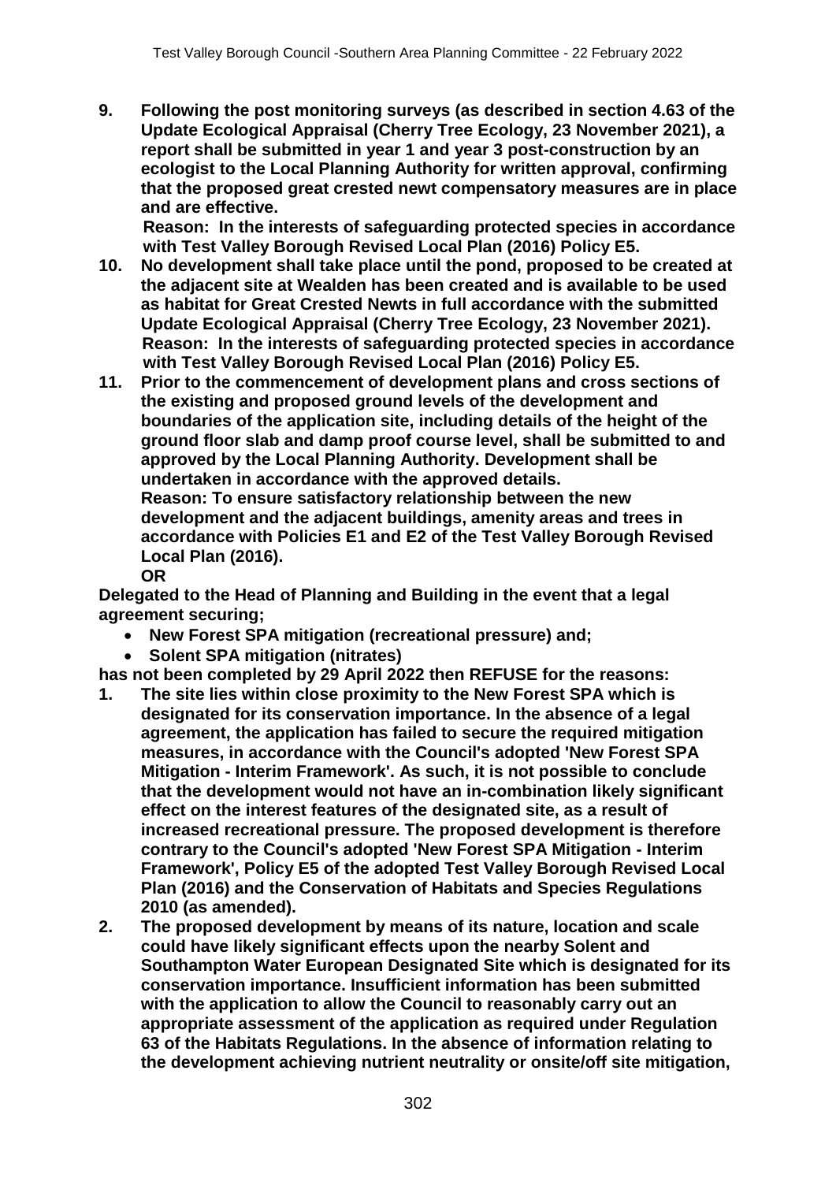9. **Following the post monitoring surveys (as described in section 4.63 of the Update Ecological Appraisal (Cherry Tree Ecology, 23 November 2021), a report shall be submitted in year 1 and year 3 post-construction by an ecologist to the Local Planning Authority for written approval, confirming that the proposed great crested newt compensatory measures are in place and are effective.**
   **Reason: In the interests of safeguarding protected species in accordance with Test Valley Borough Revised Local Plan (2016) Policy E5.**
10. **No development shall take place until the pond, proposed to be created at the adjacent site at Wealden has been created and is available to be used as habitat for Great Crested Newts in full accordance with the submitted Update Ecological Appraisal (Cherry Tree Ecology, 23 November 2021).**
    **Reason: In the interests of safeguarding protected species in accordance with Test Valley Borough Revised Local Plan (2016) Policy E5.**
11. **Prior to the commencement of development plans and cross sections of the existing and proposed ground levels of the development and boundaries of the application site, including details of the height of the ground floor slab and damp proof course level, shall be submitted to and approved by the Local Planning Authority. Development shall be undertaken in accordance with the approved details.**
    **Reason: To ensure satisfactory relationship between the new development and the adjacent buildings, amenity areas and trees in accordance with Policies E1 and E2 of the Test Valley Borough Revised Local Plan (2016).**
    **OR**

**Delegated to the Head of Planning and Building in the event that a legal agreement securing;**

- **New Forest SPA mitigation (recreational pressure) and;**
- **Solent SPA mitigation (nitrates)**

**has not been completed by 29 April 2022 then REFUSE for the reasons:**

1. **The site lies within close proximity to the New Forest SPA which is designated for its conservation importance. In the absence of a legal agreement, the application has failed to secure the required mitigation measures, in accordance with the Council's adopted 'New Forest SPA Mitigation - Interim Framework'. As such, it is not possible to conclude that the development would not have an in-combination likely significant effect on the interest features of the designated site, as a result of increased recreational pressure. The proposed development is therefore contrary to the Council's adopted 'New Forest SPA Mitigation - Interim Framework', Policy E5 of the adopted Test Valley Borough Revised Local Plan (2016) and the Conservation of Habitats and Species Regulations 2010 (as amended).**
2. **The proposed development by means of its nature, location and scale could have likely significant effects upon the nearby Solent and Southampton Water European Designated Site which is designated for its conservation importance. Insufficient information has been submitted with the application to allow the Council to reasonably carry out an appropriate assessment of the application as required under Regulation 63 of the Habitats Regulations. In the absence of information relating to the development achieving nutrient neutrality or onsite/off site mitigation,**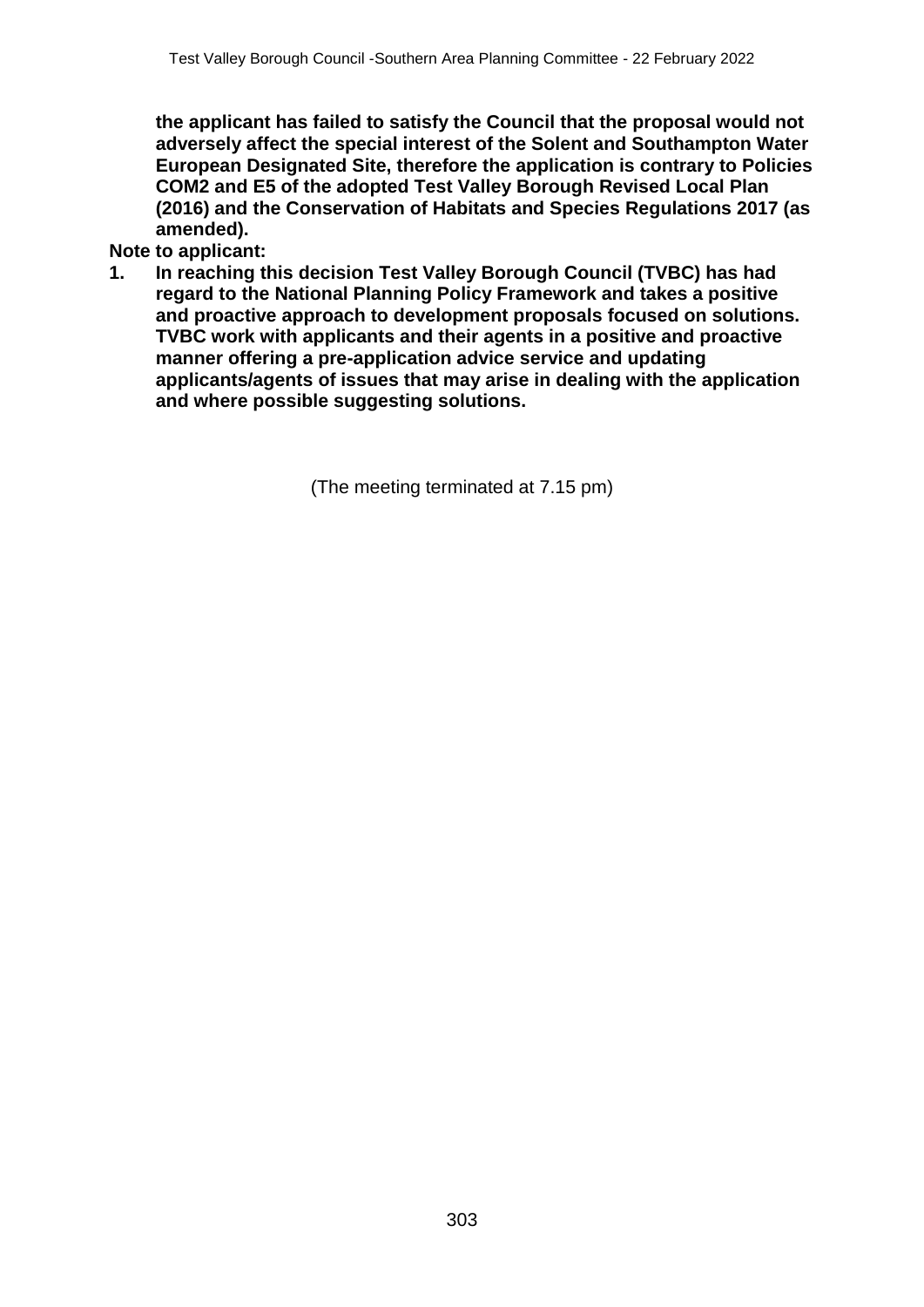**the applicant has failed to satisfy the Council that the proposal would not adversely affect the special interest of the Solent and Southampton Water European Designated Site, therefore the application is contrary to Policies COM2 and E5 of the adopted Test Valley Borough Revised Local Plan (2016) and the Conservation of Habitats and Species Regulations 2017 (as amended).**

**Note to applicant:**

1. **In reaching this decision Test Valley Borough Council (TVBC) has had regard to the National Planning Policy Framework and takes a positive and proactive approach to development proposals focused on solutions. TVBC work with applicants and their agents in a positive and proactive manner offering a pre-application advice service and updating applicants/agents of issues that may arise in dealing with the application and where possible suggesting solutions.**

(The meeting terminated at 7.15 pm)